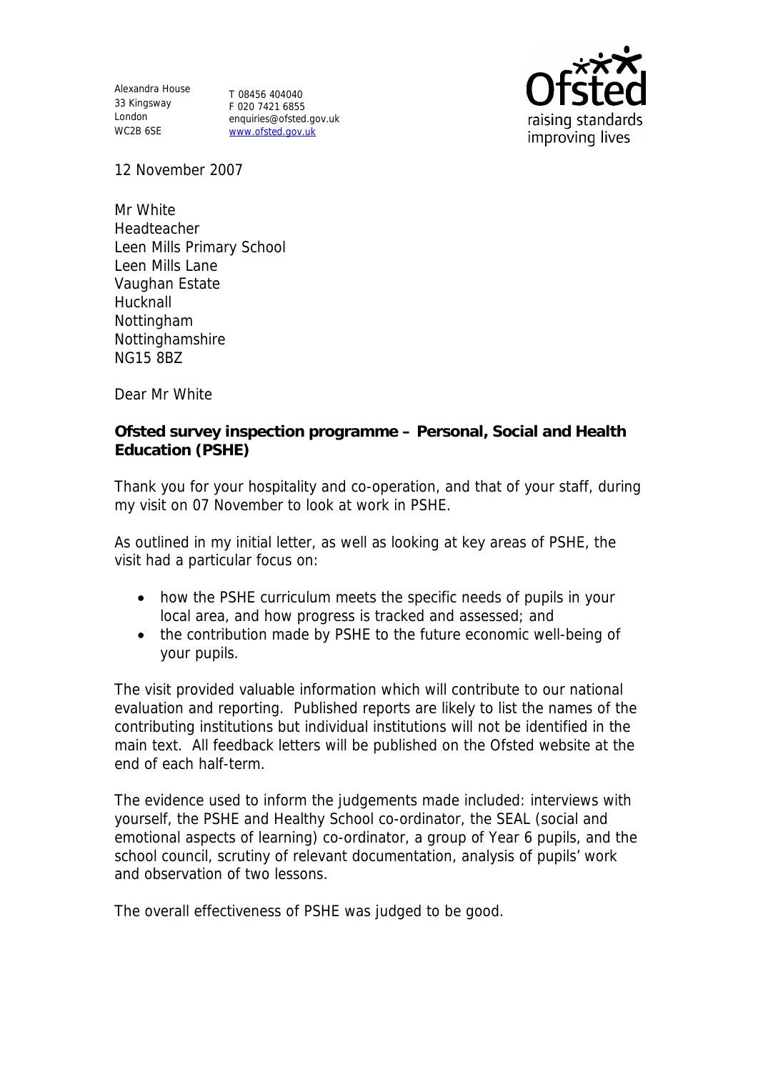Alexandra House
33 Kingsway
London
WC2B 6SE

T 08456 404040
F 020 7421 6855
enquiries@ofsted.gov.uk
www.ofsted.gov.uk

12 November 2007

Mr White
Headteacher
Leen Mills Primary School
Leen Mills Lane
Vaughan Estate
Hucknall
Nottingham
Nottinghamshire
NG15 8BZ

Dear Mr White

**Ofsted survey inspection programme – Personal, Social and Health Education (PSHE)**

Thank you for your hospitality and co-operation, and that of your staff, during my visit on 07 November to look at work in PSHE.

As outlined in my initial letter, as well as looking at key areas of PSHE, the visit had a particular focus on:

- how the PSHE curriculum meets the specific needs of pupils in your local area, and how progress is tracked and assessed; and
- the contribution made by PSHE to the future economic well-being of your pupils.

The visit provided valuable information which will contribute to our national evaluation and reporting. Published reports are likely to list the names of the contributing institutions but individual institutions will not be identified in the main text. All feedback letters will be published on the Ofsted website at the end of each half-term.

The evidence used to inform the judgements made included: interviews with yourself, the PSHE and Healthy School co-ordinator, the SEAL (social and emotional aspects of learning) co-ordinator, a group of Year 6 pupils, and the school council, scrutiny of relevant documentation, analysis of pupils' work and observation of two lessons.

The overall effectiveness of PSHE was judged to be good.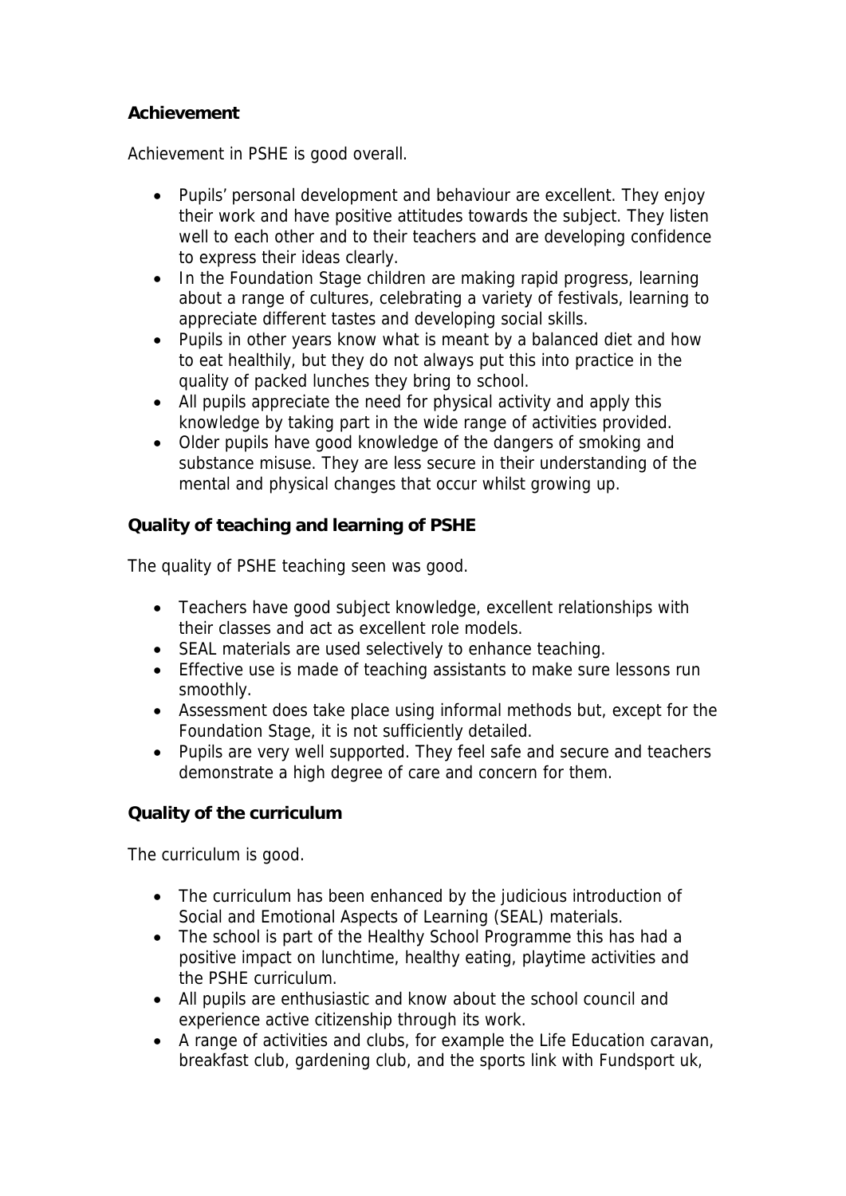**Achievement**

Achievement in PSHE is good overall.

- Pupils' personal development and behaviour are excellent. They enjoy their work and have positive attitudes towards the subject. They listen well to each other and to their teachers and are developing confidence to express their ideas clearly.
- In the Foundation Stage children are making rapid progress, learning about a range of cultures, celebrating a variety of festivals, learning to appreciate different tastes and developing social skills.
- Pupils in other years know what is meant by a balanced diet and how to eat healthily, but they do not always put this into practice in the quality of packed lunches they bring to school.
- All pupils appreciate the need for physical activity and apply this knowledge by taking part in the wide range of activities provided.
- Older pupils have good knowledge of the dangers of smoking and substance misuse. They are less secure in their understanding of the mental and physical changes that occur whilst growing up.

**Quality of teaching and learning of PSHE**

The quality of PSHE teaching seen was good.

- Teachers have good subject knowledge, excellent relationships with their classes and act as excellent role models.
- SEAL materials are used selectively to enhance teaching.
- Effective use is made of teaching assistants to make sure lessons run smoothly.
- Assessment does take place using informal methods but, except for the Foundation Stage, it is not sufficiently detailed.
- Pupils are very well supported. They feel safe and secure and teachers demonstrate a high degree of care and concern for them.

**Quality of the curriculum**

The curriculum is good.

- The curriculum has been enhanced by the judicious introduction of Social and Emotional Aspects of Learning (SEAL) materials.
- The school is part of the Healthy School Programme this has had a positive impact on lunchtime, healthy eating, playtime activities and the PSHE curriculum.
- All pupils are enthusiastic and know about the school council and experience active citizenship through its work.
- A range of activities and clubs, for example the Life Education caravan, breakfast club, gardening club, and the sports link with Fundsport uk,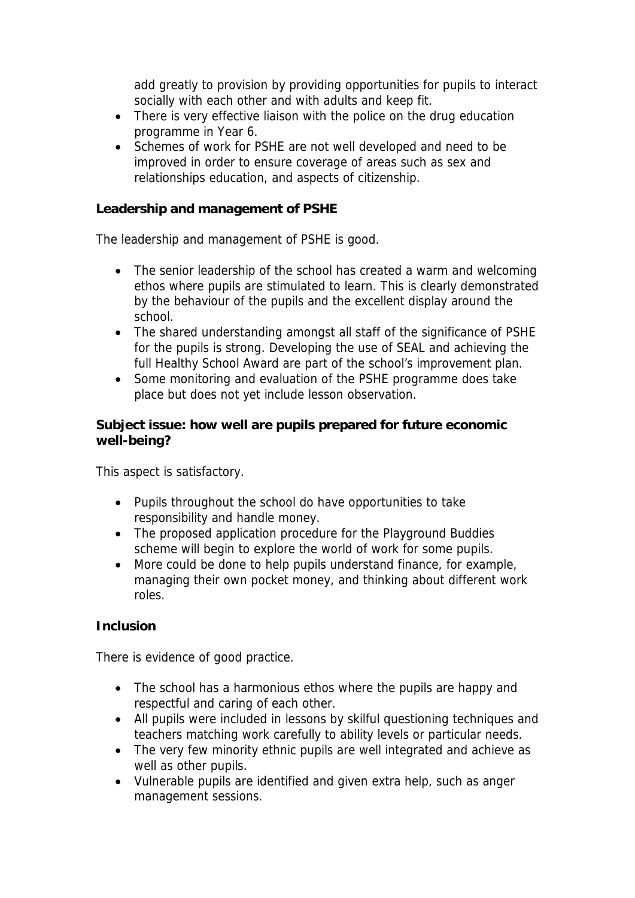add greatly to provision by providing opportunities for pupils to interact socially with each other and with adults and keep fit.

- There is very effective liaison with the police on the drug education programme in Year 6.
- Schemes of work for PSHE are not well developed and need to be improved in order to ensure coverage of areas such as sex and relationships education, and aspects of citizenship.

**Leadership and management of PSHE**

The leadership and management of PSHE is good.

- The senior leadership of the school has created a warm and welcoming ethos where pupils are stimulated to learn. This is clearly demonstrated by the behaviour of the pupils and the excellent display around the school.
- The shared understanding amongst all staff of the significance of PSHE for the pupils is strong. Developing the use of SEAL and achieving the full Healthy School Award are part of the school's improvement plan.
- Some monitoring and evaluation of the PSHE programme does take place but does not yet include lesson observation.

**Subject issue: how well are pupils prepared for future economic well-being?**

This aspect is satisfactory.

- Pupils throughout the school do have opportunities to take responsibility and handle money.
- The proposed application procedure for the Playground Buddies scheme will begin to explore the world of work for some pupils.
- More could be done to help pupils understand finance, for example, managing their own pocket money, and thinking about different work roles.

**Inclusion**

There is evidence of good practice.

- The school has a harmonious ethos where the pupils are happy and respectful and caring of each other.
- All pupils were included in lessons by skilful questioning techniques and teachers matching work carefully to ability levels or particular needs.
- The very few minority ethnic pupils are well integrated and achieve as well as other pupils.
- Vulnerable pupils are identified and given extra help, such as anger management sessions.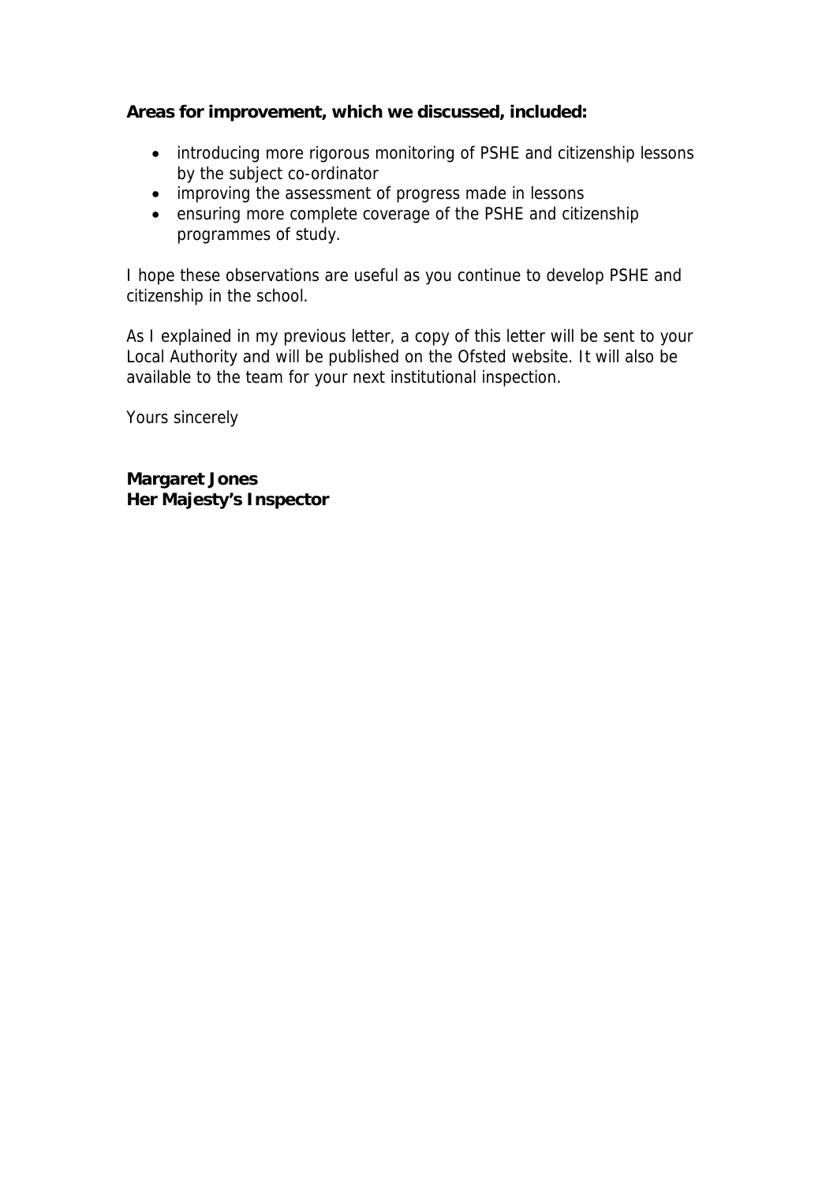**Areas for improvement, which we discussed, included:**

- introducing more rigorous monitoring of PSHE and citizenship lessons by the subject co-ordinator
- improving the assessment of progress made in lessons
- ensuring more complete coverage of the PSHE and citizenship programmes of study.

I hope these observations are useful as you continue to develop PSHE and citizenship in the school.

As I explained in my previous letter, a copy of this letter will be sent to your Local Authority and will be published on the Ofsted website. It will also be available to the team for your next institutional inspection.

Yours sincerely

**Margaret Jones**
**Her Majesty's Inspector**